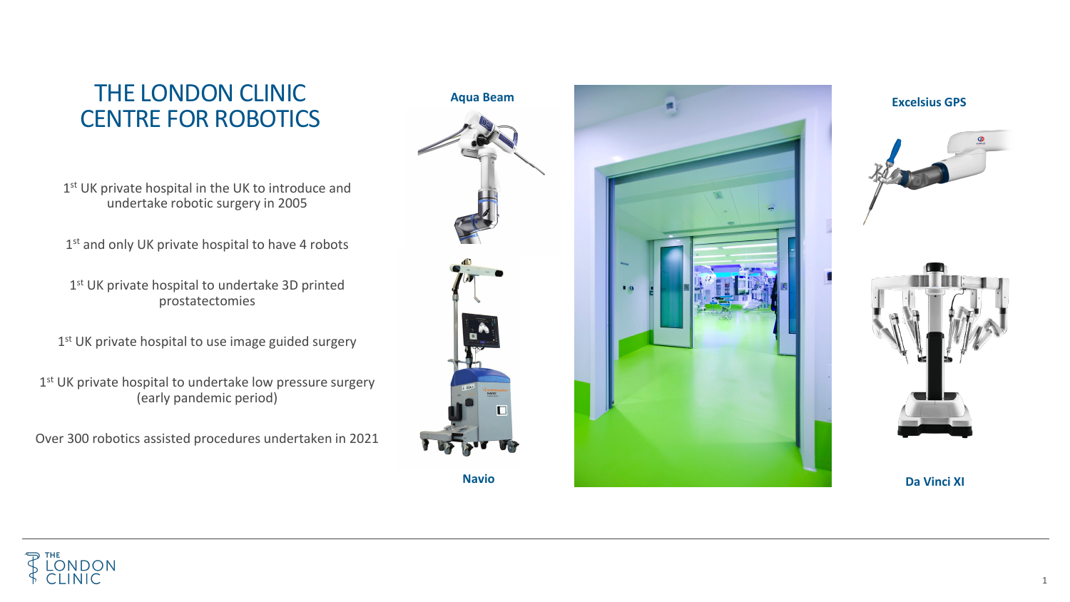# THE LONDON CLINIC CENTRE FOR ROBOTICS

1st UK private hospital in the UK to introduce and undertake robotic surgery in 2005

1st and only UK private hospital to have 4 robots

1st UK private hospital to undertake 3D printed prostatectomies

1st UK private hospital to use image guided surgery

1st UK private hospital to undertake low pressure surgery (early pandemic period)

Over 300 robotics assisted procedures undertaken in 2021

**Aqua Beam**

**Navio**

**Excelsius GPS**

**Da Vinci XI**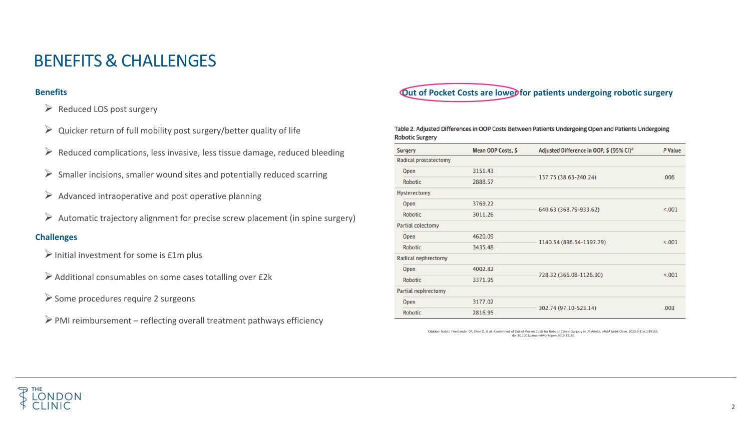# BENEFITS & CHALLENGES

**Benefits**

- Reduced LOS post surgery
- Quicker return of full mobility post surgery/better quality of life
- Reduced complications, less invasive, less tissue damage, reduced bleeding
- Smaller incisions, smaller wound sites and potentially reduced scarring
- Advanced intraoperative and post operative planning
- Automatic trajectory alignment for precise screw placement (in spine surgery)

**Challenges**

- Initial investment for some is £1m plus
- Additional consumables on some cases totalling over £2k
- Some procedures require 2 surgeons
- PMI reimbursement – reflecting overall treatment pathways efficiency

**Out of Pocket Costs are lower for patients undergoing robotic surgery**

Table 2. Adjusted Differences in OOP Costs Between Patients Undergoing Open and Patients Undergoing Robotic Surgery

| Surgery | Mean OOP Costs, $ | Adjusted Difference in OOP, $ (95% CI)[a] | P Value |
|---|---|---|---|
| Radical prostatectomy | | | |
| Open | 3151.43 | 137.75 (38.63-240.24) | .006 |
| Robotic | 2888.57 | | |
| Hysterectomy | | | |
| Open | 3769.22 | 640.63 (368.79-933.62) | <.001 |
| Robotic | 3011.26 | | |
| Partial colectomy | | | |
| Open | 4620.09 | 1140.54 (896.54-1397.79) | <.001 |
| Robotic | 3435.48 | | |
| Radical nephrectomy | | | |
| Open | 4002.82 | 728.32 (366.08-1126.90) | <.001 |
| Robotic | 3371.95 | | |
| Partial nephrectomy | | | |
| Open | 3177.02 | 302.74 (97.10-523.14) | .003 |
| Robotic | 2816.95 | | |

Citation: Nabi J, Friedlander DF, Chen X, et al. Assessment of Out-of-Pocket Costs for Robotic Cancer Surgery in US Adults. *JAMA Netw Open.* 2020;3(1):e1919185. doi:10.1001/jamanetworkopen.2019.19185